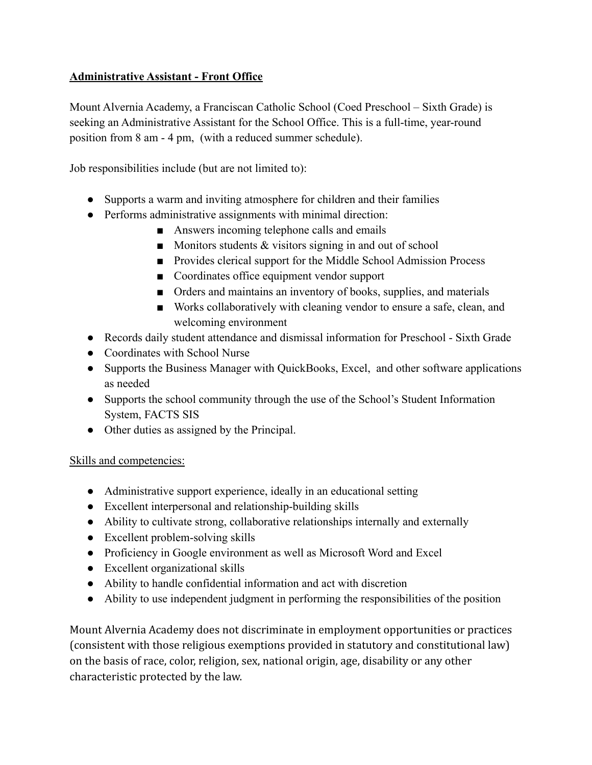**Administrative Assistant - Front Office**

Mount Alvernia Academy, a Franciscan Catholic School (Coed Preschool – Sixth Grade) is seeking an Administrative Assistant for the School Office. This is a full-time, year-round position from 8 am - 4 pm, (with a reduced summer schedule).

Job responsibilities include (but are not limited to):

- Supports a warm and inviting atmosphere for children and their families
- Performs administrative assignments with minimal direction:
    - Answers incoming telephone calls and emails
    - Monitors students & visitors signing in and out of school
    - Provides clerical support for the Middle School Admission Process
    - Coordinates office equipment vendor support
    - Orders and maintains an inventory of books, supplies, and materials
    - Works collaboratively with cleaning vendor to ensure a safe, clean, and welcoming environment
- Records daily student attendance and dismissal information for Preschool - Sixth Grade
- Coordinates with School Nurse
- Supports the Business Manager with QuickBooks, Excel, and other software applications as needed
- Supports the school community through the use of the School's Student Information System, FACTS SIS
- Other duties as assigned by the Principal.

Skills and competencies:

- Administrative support experience, ideally in an educational setting
- Excellent interpersonal and relationship-building skills
- Ability to cultivate strong, collaborative relationships internally and externally
- Excellent problem-solving skills
- Proficiency in Google environment as well as Microsoft Word and Excel
- Excellent organizational skills
- Ability to handle confidential information and act with discretion
- Ability to use independent judgment in performing the responsibilities of the position

Mount Alvernia Academy does not discriminate in employment opportunities or practices (consistent with those religious exemptions provided in statutory and constitutional law) on the basis of race, color, religion, sex, national origin, age, disability or any other characteristic protected by the law.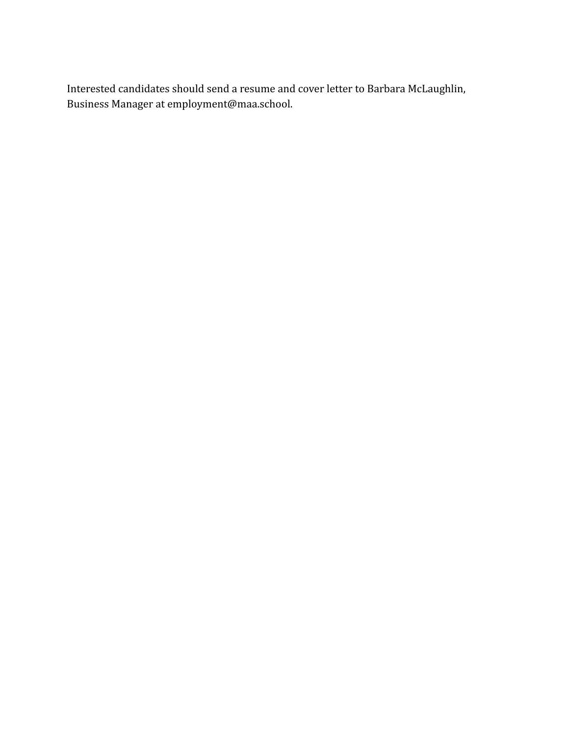Interested candidates should send a resume and cover letter to Barbara McLaughlin, Business Manager at employment@maa.school.